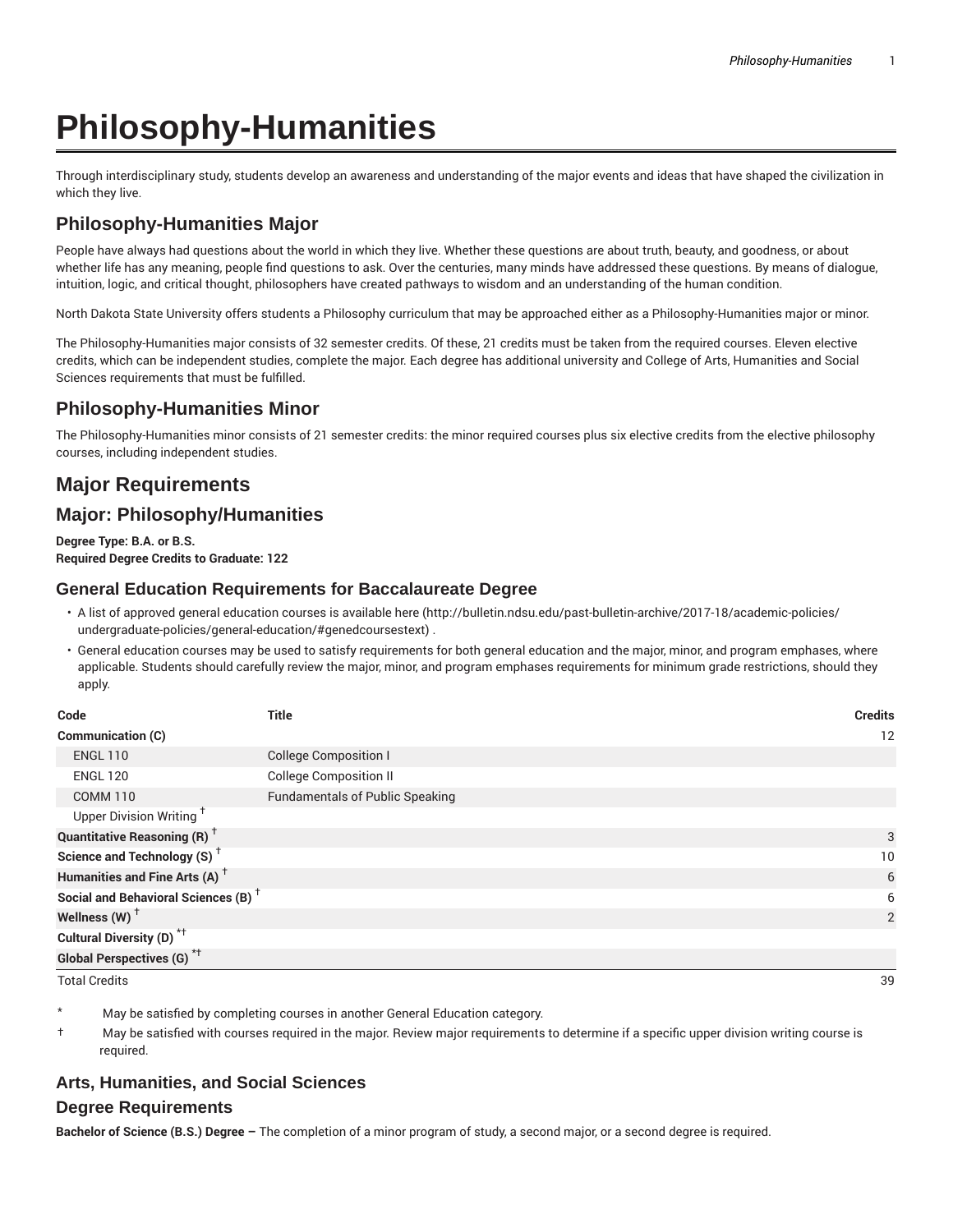# Philosophy-Humanities

Through interdisciplinary study, students develop an awareness and understanding of the major events and ideas that have shaped the civilization in which they live.

## Philosophy-Humanities Major

People have always had questions about the world in which they live. Whether these questions are about truth, beauty, and goodness, or about whether life has any meaning, people find questions to ask. Over the centuries, many minds have addressed these questions. By means of dialogue, intuition, logic, and critical thought, philosophers have created pathways to wisdom and an understanding of the human condition.

North Dakota State University offers students a Philosophy curriculum that may be approached either as a Philosophy-Humanities major or minor.

The Philosophy-Humanities major consists of 32 semester credits. Of these, 21 credits must be taken from the required courses. Eleven elective credits, which can be independent studies, complete the major. Each degree has additional university and College of Arts, Humanities and Social Sciences requirements that must be fulfilled.

## Philosophy-Humanities Minor

The Philosophy-Humanities minor consists of 21 semester credits: the minor required courses plus six elective credits from the elective philosophy courses, including independent studies.

## Major Requirements

## Major: Philosophy/Humanities

**Degree Type: B.A. or B.S.**
**Required Degree Credits to Graduate: 122**

### General Education Requirements for Baccalaureate Degree

- A list of approved general education courses is available here (http://bulletin.ndsu.edu/past-bulletin-archive/2017-18/academic-policies/undergraduate-policies/general-education/#genedcoursestext) .
- General education courses may be used to satisfy requirements for both general education and the major, minor, and program emphases, where applicable. Students should carefully review the major, minor, and program emphases requirements for minimum grade restrictions, should they apply.

| Code | Title | Credits |
|---|---|---|
| **Communication (C)** | | 12 |
| ENGL 110 | College Composition I | |
| ENGL 120 | College Composition II | |
| COMM 110 | Fundamentals of Public Speaking | |
| Upper Division Writing † | | |
| **Quantitative Reasoning (R) †** | | 3 |
| **Science and Technology (S) †** | | 10 |
| **Humanities and Fine Arts (A) †** | | 6 |
| **Social and Behavioral Sciences (B) †** | | 6 |
| **Wellness (W) †** | | 2 |
| **Cultural Diversity (D) *†** | | |
| **Global Perspectives (G) *†** | | |
| Total Credits | | 39 |

\* May be satisfied by completing courses in another General Education category.

† May be satisfied with courses required in the major. Review major requirements to determine if a specific upper division writing course is required.

### Arts, Humanities, and Social Sciences

### Degree Requirements

**Bachelor of Science (B.S.) Degree –** The completion of a minor program of study, a second major, or a second degree is required.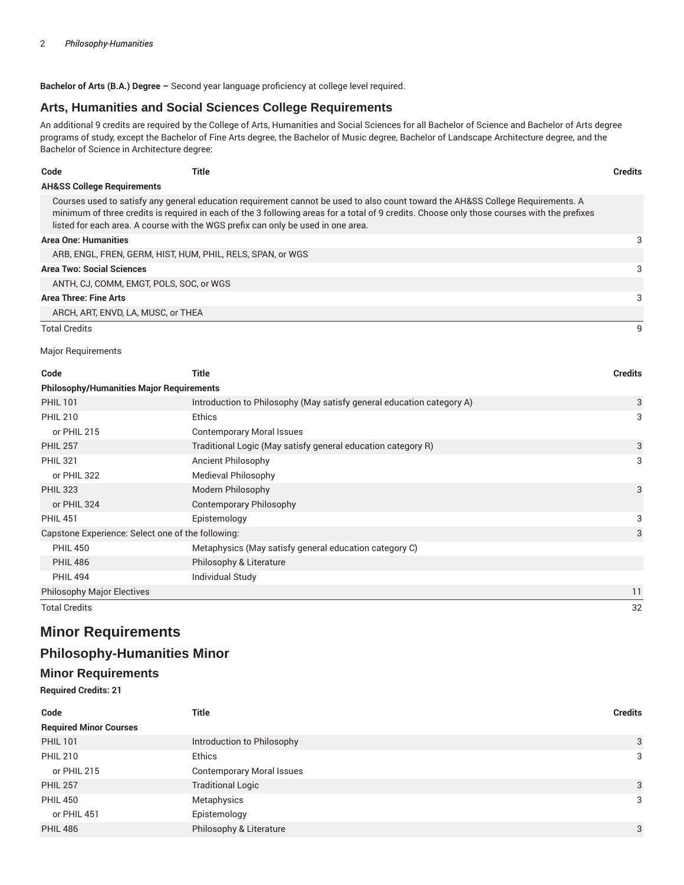**Bachelor of Arts (B.A.) Degree –** Second year language proficiency at college level required.

## Arts, Humanities and Social Sciences College Requirements

An additional 9 credits are required by the College of Arts, Humanities and Social Sciences for all Bachelor of Science and Bachelor of Arts degree programs of study, except the Bachelor of Fine Arts degree, the Bachelor of Music degree, Bachelor of Landscape Architecture degree, and the Bachelor of Science in Architecture degree:

| Code | Title | Credits |
|---|---|---|
| **AH&SS College Requirements** | | |
| Courses used to satisfy any general education requirement cannot be used to also count toward the AH&SS College Requirements. A minimum of three credits is required in each of the 3 following areas for a total of 9 credits. Choose only those courses with the prefixes listed for each area. A course with the WGS prefix can only be used in one area. | | |
| **Area One: Humanities** | | 3 |
| ARB, ENGL, FREN, GERM, HIST, HUM, PHIL, RELS, SPAN, or WGS | | |
| **Area Two: Social Sciences** | | 3 |
| ANTH, CJ, COMM, EMGT, POLS, SOC, or WGS | | |
| **Area Three: Fine Arts** | | 3 |
| ARCH, ART, ENVD, LA, MUSC, or THEA | | |
| Total Credits | | 9 |

Major Requirements

| Code | Title | Credits |
|---|---|---|
| **Philosophy/Humanities Major Requirements** | | |
| PHIL 101 | Introduction to Philosophy (May satisfy general education category A) | 3 |
| PHIL 210 | Ethics | 3 |
| or PHIL 215 | Contemporary Moral Issues | |
| PHIL 257 | Traditional Logic (May satisfy general education category R) | 3 |
| PHIL 321 | Ancient Philosophy | 3 |
| or PHIL 322 | Medieval Philosophy | |
| PHIL 323 | Modern Philosophy | 3 |
| or PHIL 324 | Contemporary Philosophy | |
| PHIL 451 | Epistemology | 3 |
| Capstone Experience: Select one of the following: | | 3 |
| PHIL 450 | Metaphysics (May satisfy general education category C) | |
| PHIL 486 | Philosophy & Literature | |
| PHIL 494 | Individual Study | |
| Philosophy Major Electives | | 11 |
| Total Credits | | 32 |

## Minor Requirements

## Philosophy-Humanities Minor

### Minor Requirements

**Required Credits: 21**

| Code | Title | Credits |
|---|---|---|
| **Required Minor Courses** | | |
| PHIL 101 | Introduction to Philosophy | 3 |
| PHIL 210 | Ethics | 3 |
| or PHIL 215 | Contemporary Moral Issues | |
| PHIL 257 | Traditional Logic | 3 |
| PHIL 450 | Metaphysics | 3 |
| or PHIL 451 | Epistemology | |
| PHIL 486 | Philosophy & Literature | 3 |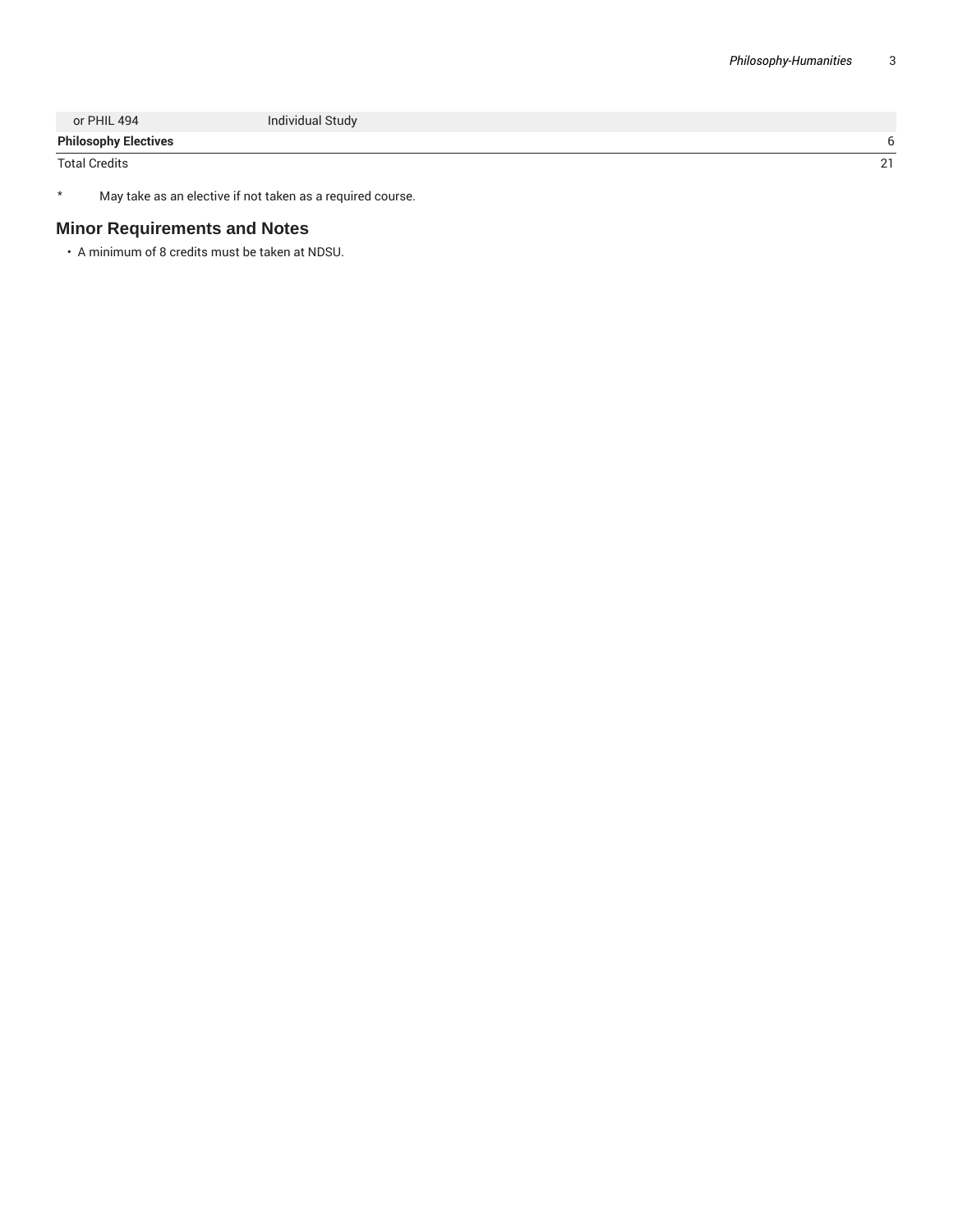| | | |
|---|---|---|
| or PHIL 494 | Individual Study | |
| **Philosophy Electives** | | 6 |
| Total Credits | | 21 |

\* May take as an elective if not taken as a required course.

## Minor Requirements and Notes

- A minimum of 8 credits must be taken at NDSU.